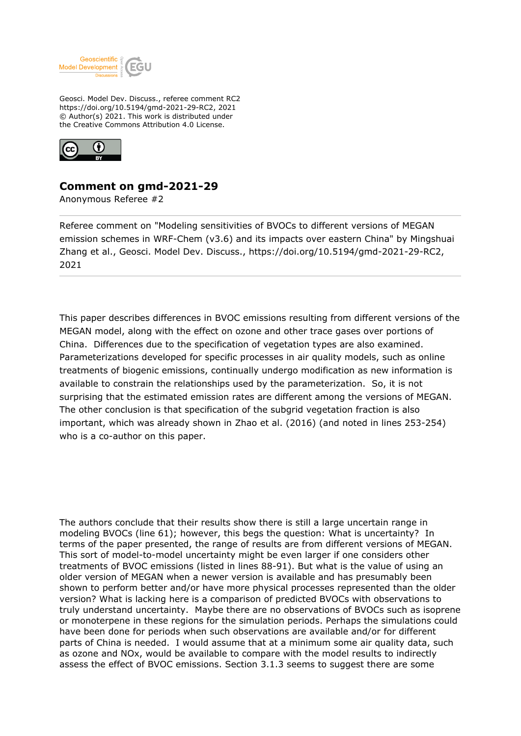Geosci. Model Dev. Discuss., referee comment RC2
https://doi.org/10.5194/gmd-2021-29-RC2, 2021
© Author(s) 2021. This work is distributed under
the Creative Commons Attribution 4.0 License.

## Comment on gmd-2021-29

Anonymous Referee #2

---

Referee comment on "Modeling sensitivities of BVOCs to different versions of MEGAN emission schemes in WRF-Chem (v3.6) and its impacts over eastern China" by Mingshuai Zhang et al., Geosci. Model Dev. Discuss., https://doi.org/10.5194/gmd-2021-29-RC2, 2021

---

This paper describes differences in BVOC emissions resulting from different versions of the MEGAN model, along with the effect on ozone and other trace gases over portions of China. Differences due to the specification of vegetation types are also examined. Parameterizations developed for specific processes in air quality models, such as online treatments of biogenic emissions, continually undergo modification as new information is available to constrain the relationships used by the parameterization. So, it is not surprising that the estimated emission rates are different among the versions of MEGAN. The other conclusion is that specification of the subgrid vegetation fraction is also important, which was already shown in Zhao et al. (2016) (and noted in lines 253-254) who is a co-author on this paper.

The authors conclude that their results show there is still a large uncertain range in modeling BVOCs (line 61); however, this begs the question: What is uncertainty? In terms of the paper presented, the range of results are from different versions of MEGAN. This sort of model-to-model uncertainty might be even larger if one considers other treatments of BVOC emissions (listed in lines 88-91). But what is the value of using an older version of MEGAN when a newer version is available and has presumably been shown to perform better and/or have more physical processes represented than the older version? What is lacking here is a comparison of predicted BVOCs with observations to truly understand uncertainty. Maybe there are no observations of BVOCs such as isoprene or monoterpene in these regions for the simulation periods. Perhaps the simulations could have been done for periods when such observations are available and/or for different parts of China is needed. I would assume that at a minimum some air quality data, such as ozone and NOx, would be available to compare with the model results to indirectly assess the effect of BVOC emissions. Section 3.1.3 seems to suggest there are some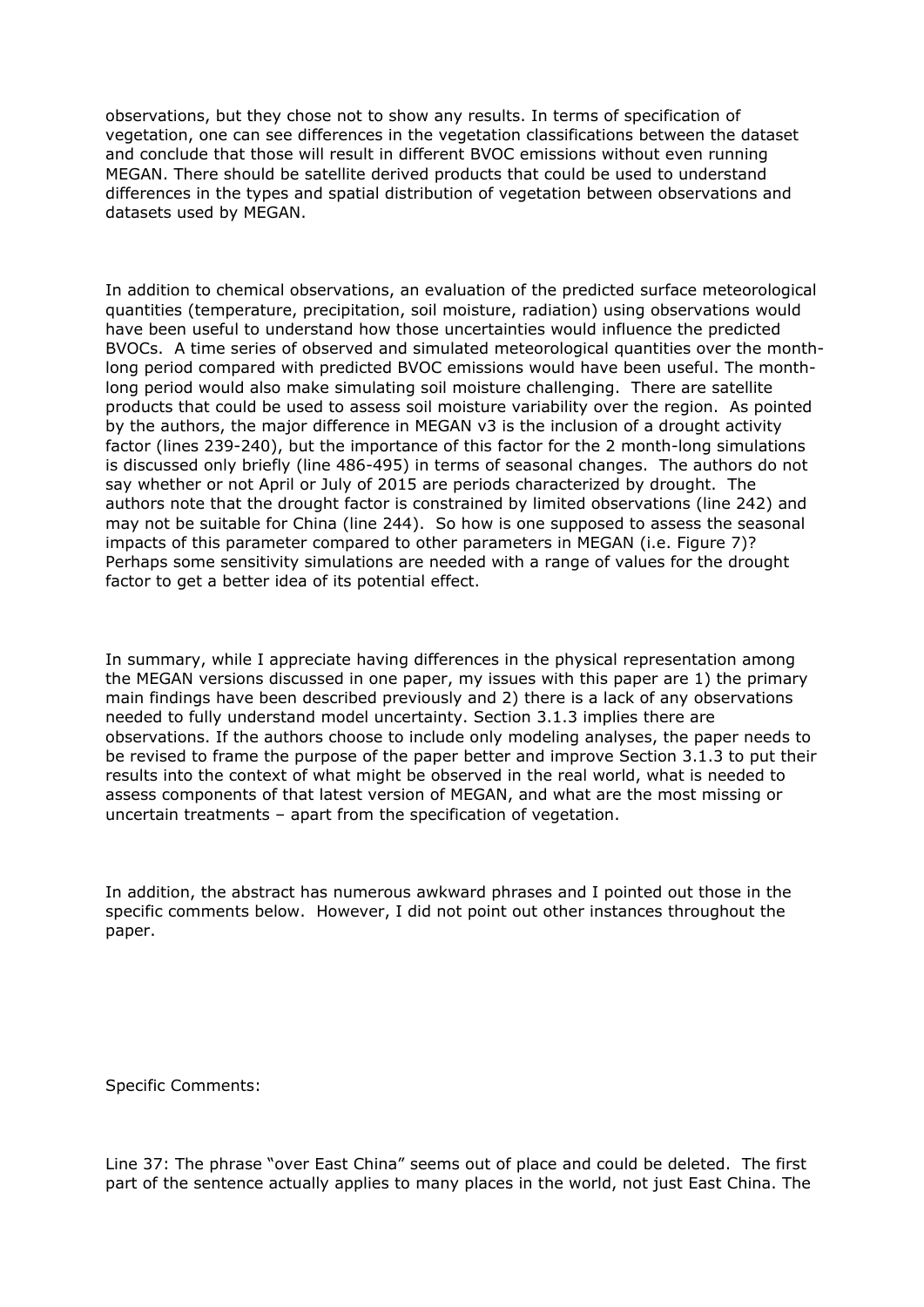observations, but they chose not to show any results. In terms of specification of vegetation, one can see differences in the vegetation classifications between the dataset and conclude that those will result in different BVOC emissions without even running MEGAN. There should be satellite derived products that could be used to understand differences in the types and spatial distribution of vegetation between observations and datasets used by MEGAN.

In addition to chemical observations, an evaluation of the predicted surface meteorological quantities (temperature, precipitation, soil moisture, radiation) using observations would have been useful to understand how those uncertainties would influence the predicted BVOCs. A time series of observed and simulated meteorological quantities over the month-long period compared with predicted BVOC emissions would have been useful. The month-long period would also make simulating soil moisture challenging. There are satellite products that could be used to assess soil moisture variability over the region. As pointed by the authors, the major difference in MEGAN v3 is the inclusion of a drought activity factor (lines 239-240), but the importance of this factor for the 2 month-long simulations is discussed only briefly (line 486-495) in terms of seasonal changes. The authors do not say whether or not April or July of 2015 are periods characterized by drought. The authors note that the drought factor is constrained by limited observations (line 242) and may not be suitable for China (line 244). So how is one supposed to assess the seasonal impacts of this parameter compared to other parameters in MEGAN (i.e. Figure 7)? Perhaps some sensitivity simulations are needed with a range of values for the drought factor to get a better idea of its potential effect.

In summary, while I appreciate having differences in the physical representation among the MEGAN versions discussed in one paper, my issues with this paper are 1) the primary main findings have been described previously and 2) there is a lack of any observations needed to fully understand model uncertainty. Section 3.1.3 implies there are observations. If the authors choose to include only modeling analyses, the paper needs to be revised to frame the purpose of the paper better and improve Section 3.1.3 to put their results into the context of what might be observed in the real world, what is needed to assess components of that latest version of MEGAN, and what are the most missing or uncertain treatments – apart from the specification of vegetation.

In addition, the abstract has numerous awkward phrases and I pointed out those in the specific comments below. However, I did not point out other instances throughout the paper.

Specific Comments:

Line 37: The phrase "over East China" seems out of place and could be deleted. The first part of the sentence actually applies to many places in the world, not just East China. The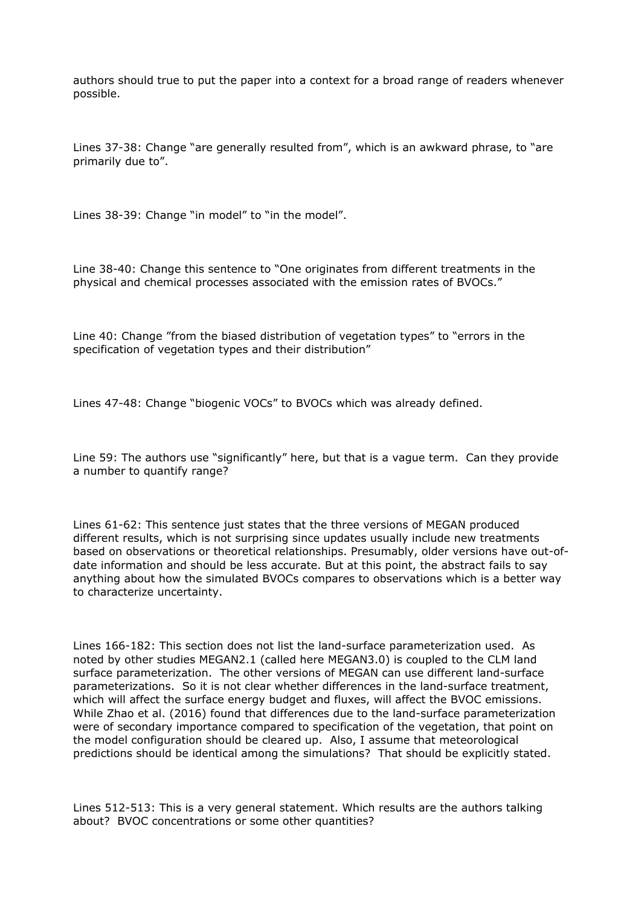authors should true to put the paper into a context for a broad range of readers whenever possible.

Lines 37-38: Change "are generally resulted from", which is an awkward phrase, to "are primarily due to".

Lines 38-39: Change "in model" to "in the model".

Line 38-40: Change this sentence to "One originates from different treatments in the physical and chemical processes associated with the emission rates of BVOCs."

Line 40: Change "from the biased distribution of vegetation types" to "errors in the specification of vegetation types and their distribution"

Lines 47-48: Change "biogenic VOCs" to BVOCs which was already defined.

Line 59: The authors use "significantly" here, but that is a vague term. Can they provide a number to quantify range?

Lines 61-62: This sentence just states that the three versions of MEGAN produced different results, which is not surprising since updates usually include new treatments based on observations or theoretical relationships. Presumably, older versions have out-of-date information and should be less accurate. But at this point, the abstract fails to say anything about how the simulated BVOCs compares to observations which is a better way to characterize uncertainty.

Lines 166-182: This section does not list the land-surface parameterization used. As noted by other studies MEGAN2.1 (called here MEGAN3.0) is coupled to the CLM land surface parameterization. The other versions of MEGAN can use different land-surface parameterizations. So it is not clear whether differences in the land-surface treatment, which will affect the surface energy budget and fluxes, will affect the BVOC emissions. While Zhao et al. (2016) found that differences due to the land-surface parameterization were of secondary importance compared to specification of the vegetation, that point on the model configuration should be cleared up. Also, I assume that meteorological predictions should be identical among the simulations? That should be explicitly stated.

Lines 512-513: This is a very general statement. Which results are the authors talking about? BVOC concentrations or some other quantities?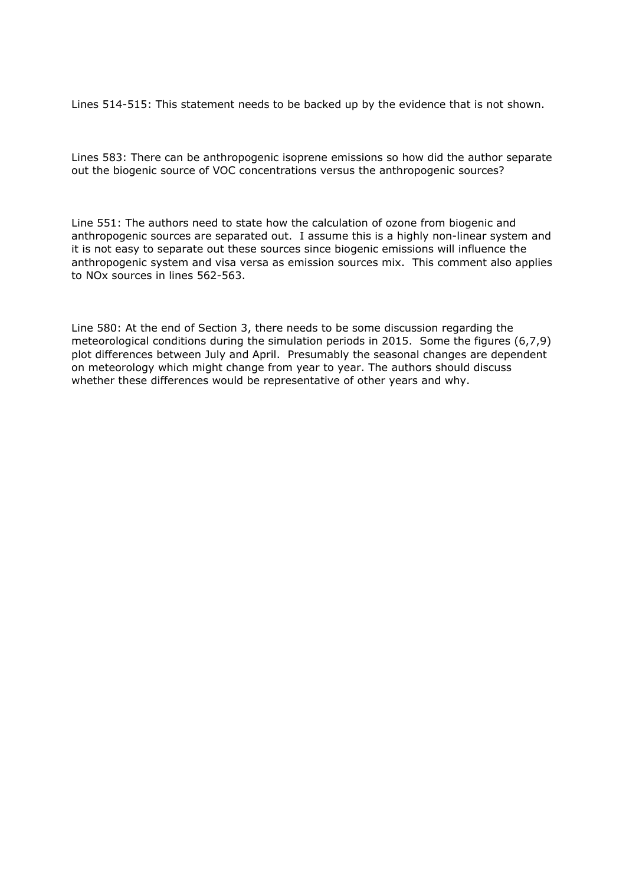Lines 514-515: This statement needs to be backed up by the evidence that is not shown.

Lines 583: There can be anthropogenic isoprene emissions so how did the author separate out the biogenic source of VOC concentrations versus the anthropogenic sources?

Line 551: The authors need to state how the calculation of ozone from biogenic and anthropogenic sources are separated out. I assume this is a highly non-linear system and it is not easy to separate out these sources since biogenic emissions will influence the anthropogenic system and visa versa as emission sources mix. This comment also applies to NOx sources in lines 562-563.

Line 580: At the end of Section 3, there needs to be some discussion regarding the meteorological conditions during the simulation periods in 2015. Some the figures (6,7,9) plot differences between July and April. Presumably the seasonal changes are dependent on meteorology which might change from year to year. The authors should discuss whether these differences would be representative of other years and why.